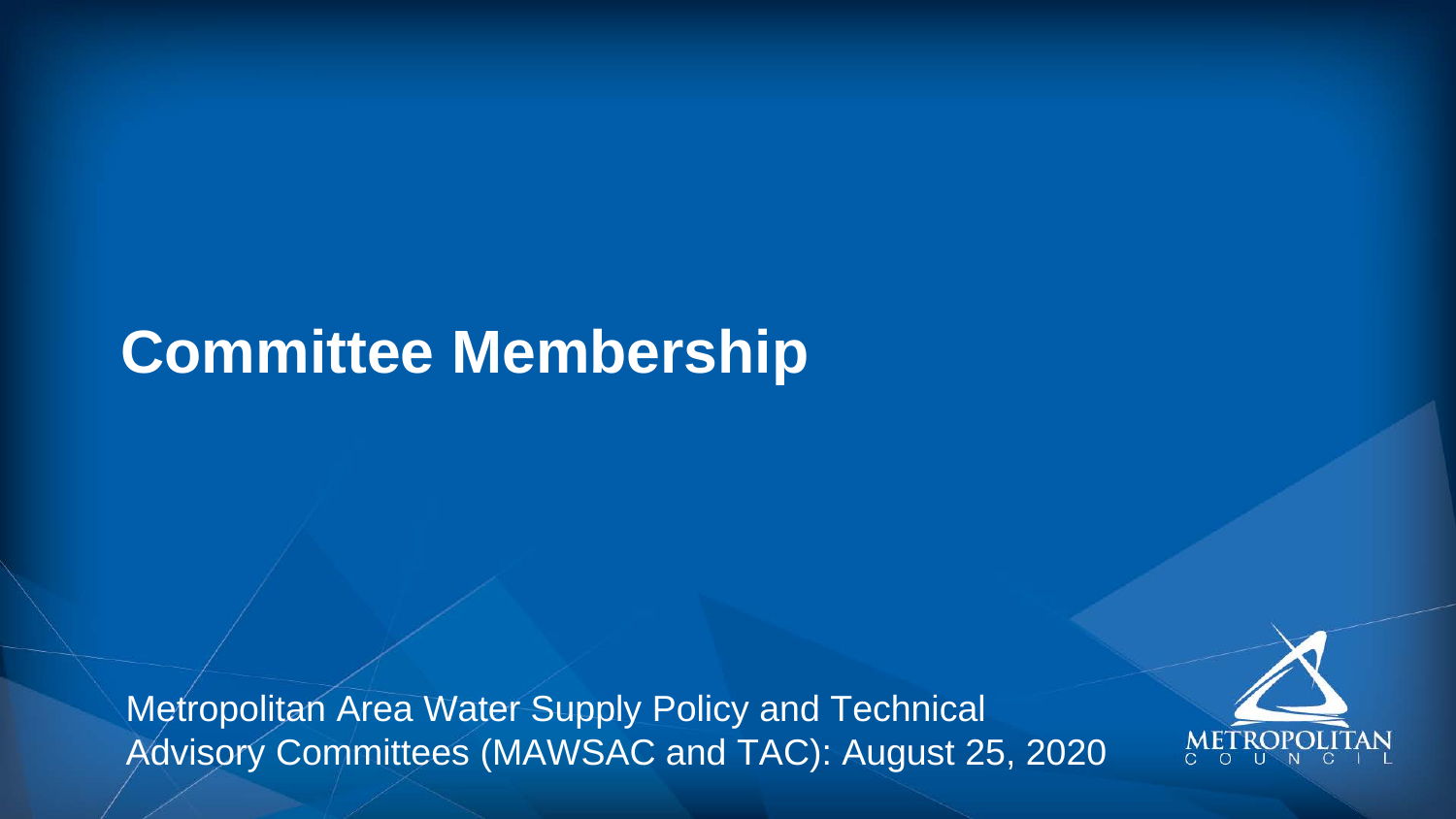# Committee Membership

Metropolitan Area Water Supply Policy and Technical Advisory Committees (MAWSAC and TAC): August 25, 2020

METROPOLITAN COUNCIL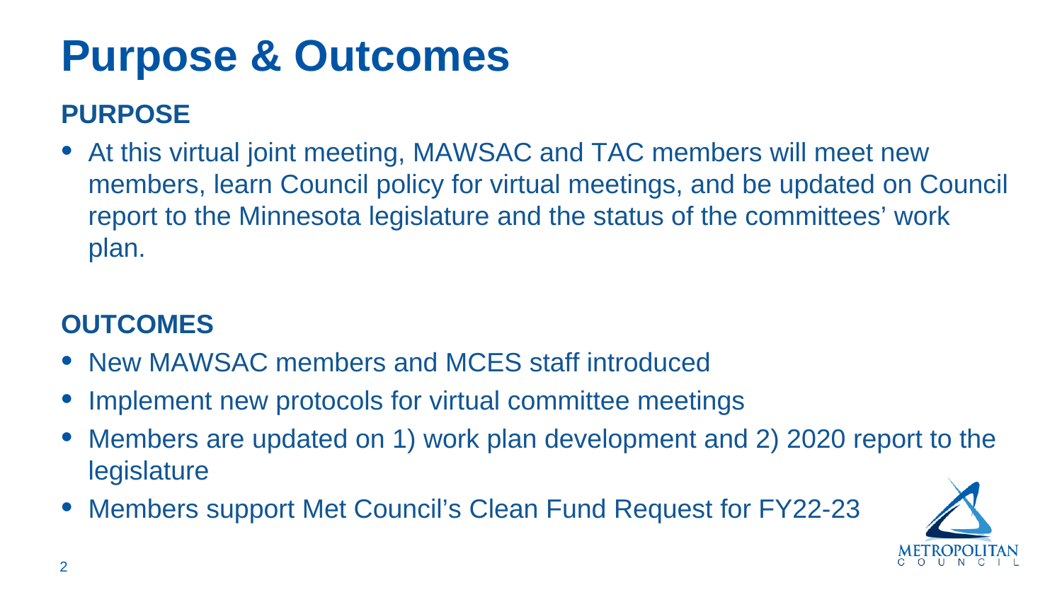# Purpose & Outcomes

## PURPOSE

- At this virtual joint meeting, MAWSAC and TAC members will meet new members, learn Council policy for virtual meetings, and be updated on Council report to the Minnesota legislature and the status of the committees' work plan.

## OUTCOMES

- New MAWSAC members and MCES staff introduced
- Implement new protocols for virtual committee meetings
- Members are updated on 1) work plan development and 2) 2020 report to the legislature
- Members support Met Council's Clean Fund Request for FY22-23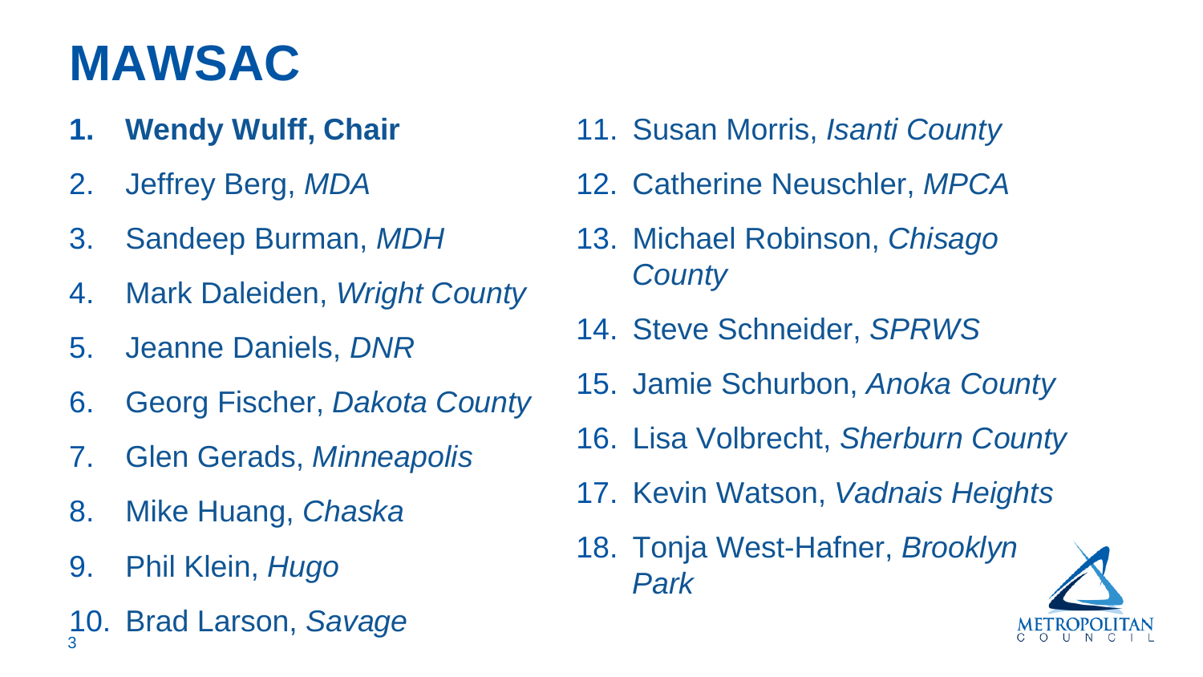# MAWSAC

1. **Wendy Wulff, Chair**
2. Jeffrey Berg, *MDA*
3. Sandeep Burman, *MDH*
4. Mark Daleiden, *Wright County*
5. Jeanne Daniels, *DNR*
6. Georg Fischer, *Dakota County*
7. Glen Gerads, *Minneapolis*
8. Mike Huang, *Chaska*
9. Phil Klein, *Hugo*
10. Brad Larson, *Savage*
11. Susan Morris, *Isanti County*
12. Catherine Neuschler, *MPCA*
13. Michael Robinson, *Chisago County*
14. Steve Schneider, *SPRWS*
15. Jamie Schurbon, *Anoka County*
16. Lisa Volbrecht, *Sherburn County*
17. Kevin Watson, *Vadnais Heights*
18. Tonja West-Hafner, *Brooklyn Park*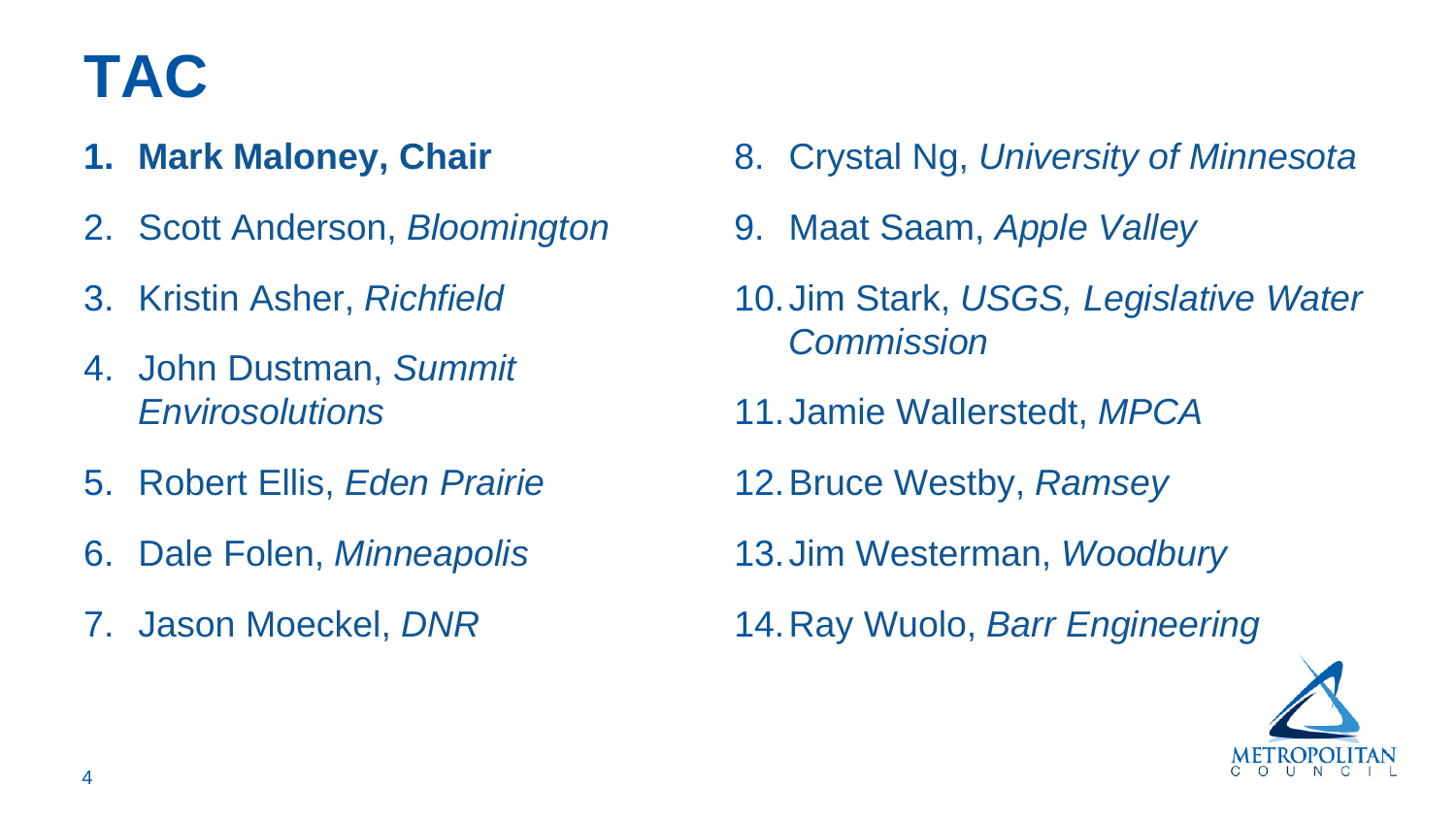# TAC

1. **Mark Maloney, Chair**
2. Scott Anderson, *Bloomington*
3. Kristin Asher, *Richfield*
4. John Dustman, *Summit Envirosolutions*
5. Robert Ellis, *Eden Prairie*
6. Dale Folen, *Minneapolis*
7. Jason Moeckel, *DNR*
8. Crystal Ng, *University of Minnesota*
9. Maat Saam, *Apple Valley*
10. Jim Stark, *USGS, Legislative Water Commission*
11. Jamie Wallerstedt, *MPCA*
12. Bruce Westby, *Ramsey*
13. Jim Westerman, *Woodbury*
14. Ray Wuolo, *Barr Engineering*

METROPOLITAN COUNCIL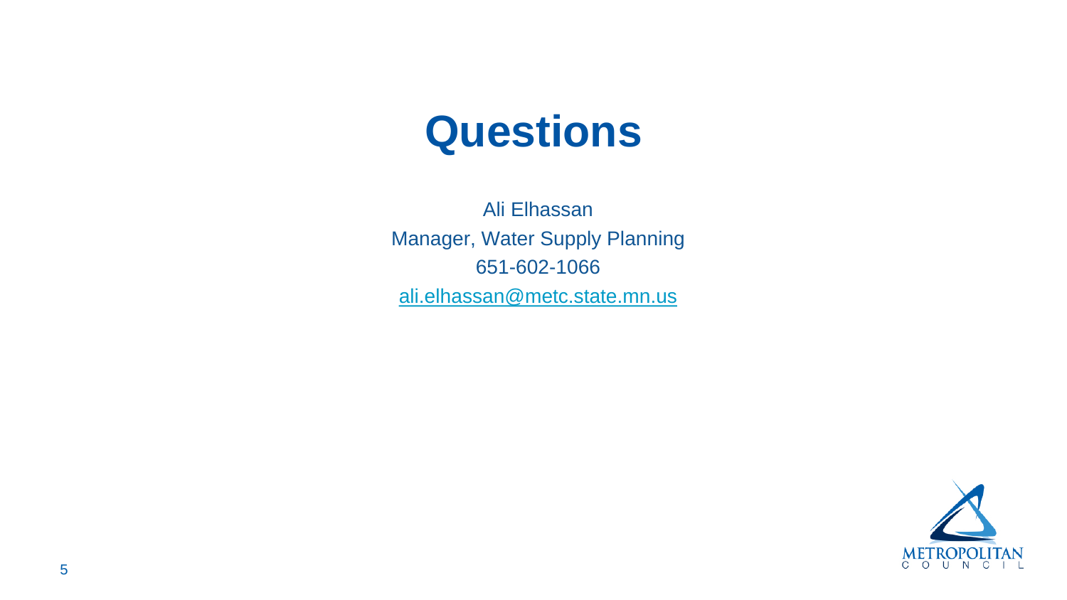# Questions

Ali Elhassan

Manager, Water Supply Planning

651-602-1066

ali.elhassan@metc.state.mn.us